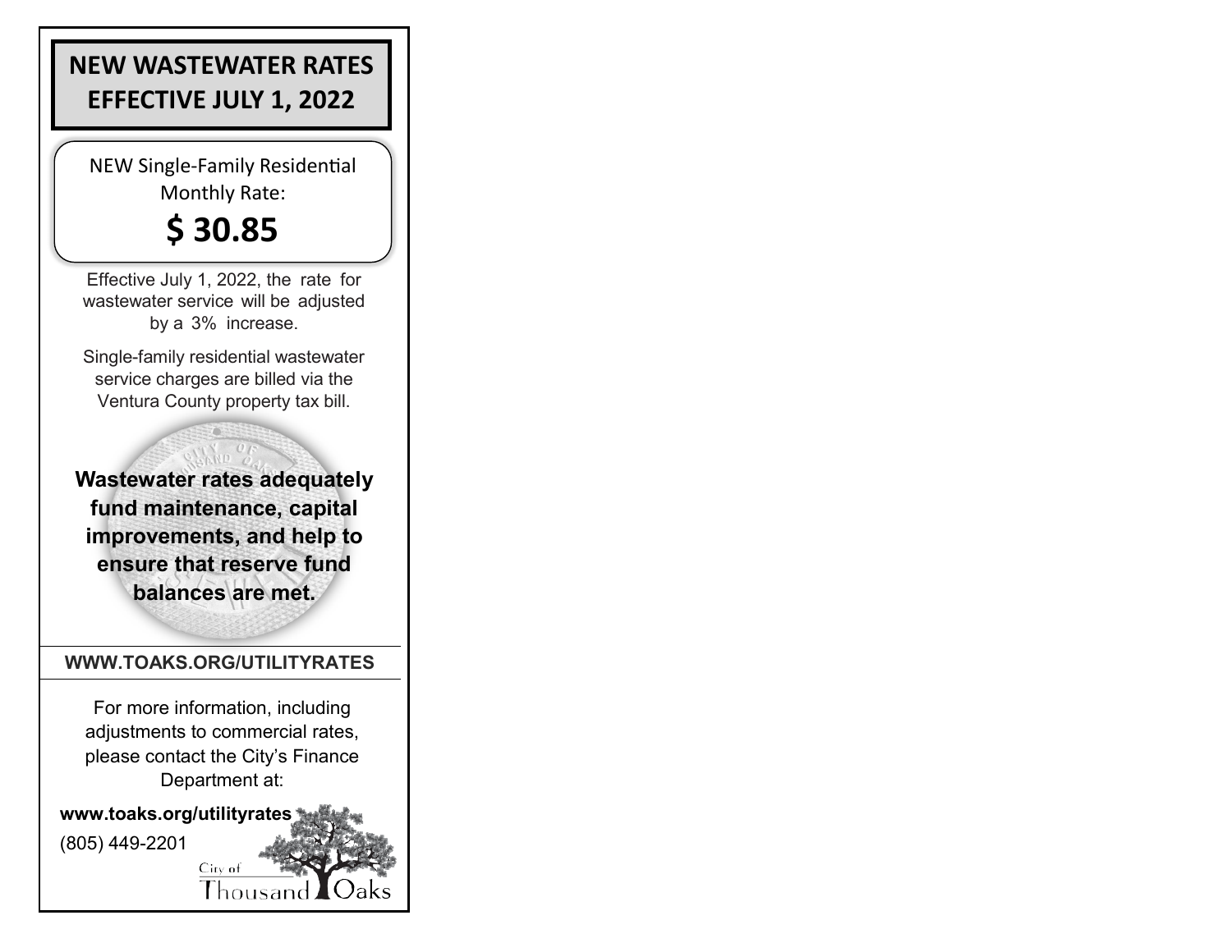# NEW WASTEWATER RATES EFFECTIVE JULY 1, 2022

NEW Single-Family Residential Monthly Rate:

## $ 30.85

Effective July 1, 2022, the rate for wastewater service will be adjusted by a 3% increase.

Single-family residential wastewater service charges are billed via the Ventura County property tax bill.

**Wastewater rates adequately fund maintenance, capital improvements, and help to ensure that reserve fund balances are met.**

**WWW.TOAKS.ORG/UTILITYRATES**

For more information, including adjustments to commercial rates, please contact the City's Finance Department at:

**www.toaks.org/utilityrates**

(805) 449-2201

City of Thousand Oaks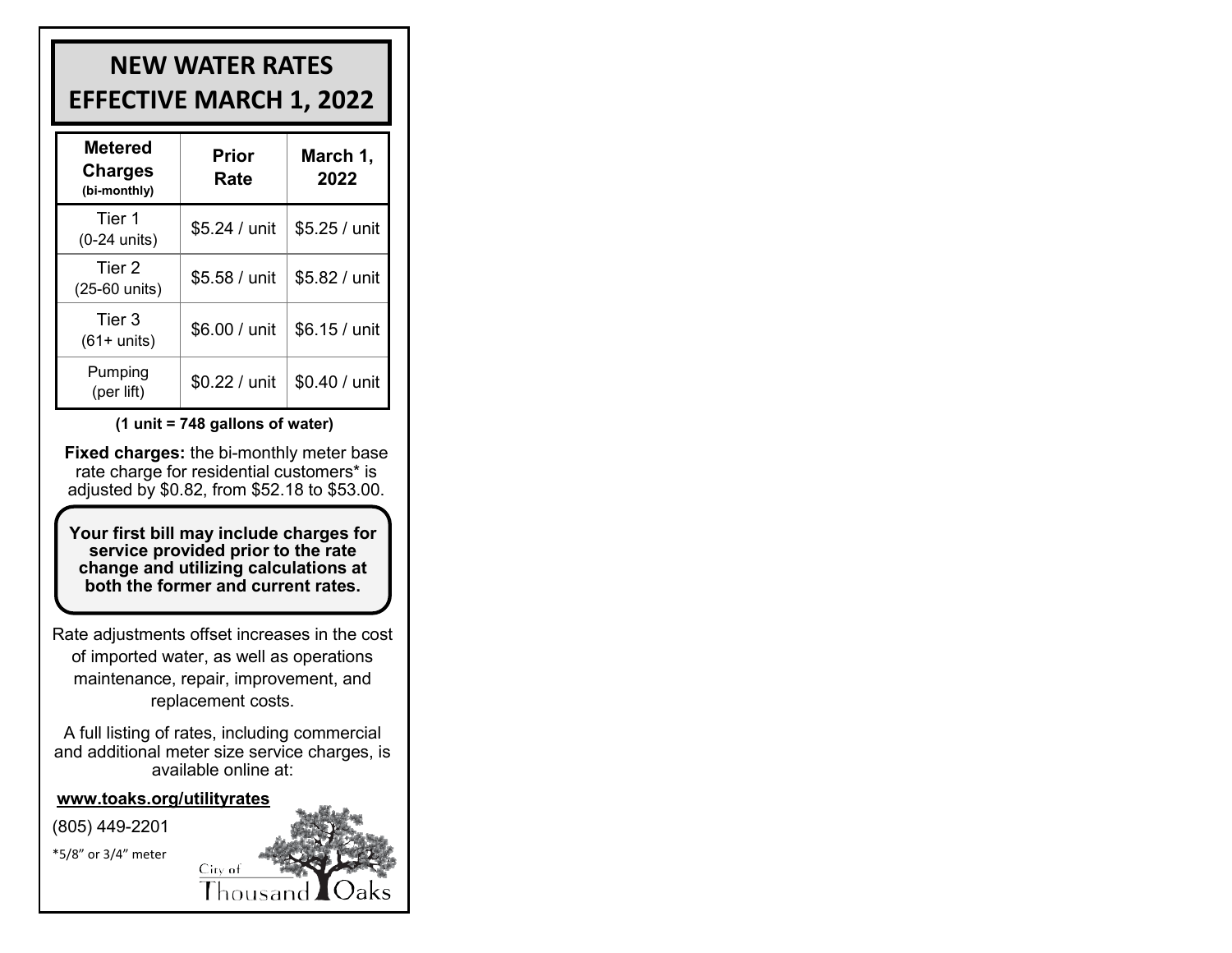# NEW WATER RATES EFFECTIVE MARCH 1, 2022

| **Metered Charges** (bi-monthly) | **Prior Rate** | **March 1, 2022** |
|---|---|---|
| Tier 1 (0-24 units) | $5.24 / unit | $5.25 / unit |
| Tier 2 (25-60 units) | $5.58 / unit | $5.82 / unit |
| Tier 3 (61+ units) | $6.00 / unit | $6.15 / unit |
| Pumping (per lift) | $0.22 / unit | $0.40 / unit |

**(1 unit = 748 gallons of water)**

**Fixed charges:** the bi-monthly meter base rate charge for residential customers* is adjusted by $0.82, from $52.18 to $53.00.

**Your first bill may include charges for service provided prior to the rate change and utilizing calculations at both the former and current rates.**

Rate adjustments offset increases in the cost of imported water, as well as operations maintenance, repair, improvement, and replacement costs.

A full listing of rates, including commercial and additional meter size service charges, is available online at:

**www.toaks.org/utilityrates**

(805) 449-2201

*5/8" or 3/4" meter

City of Thousand Oaks